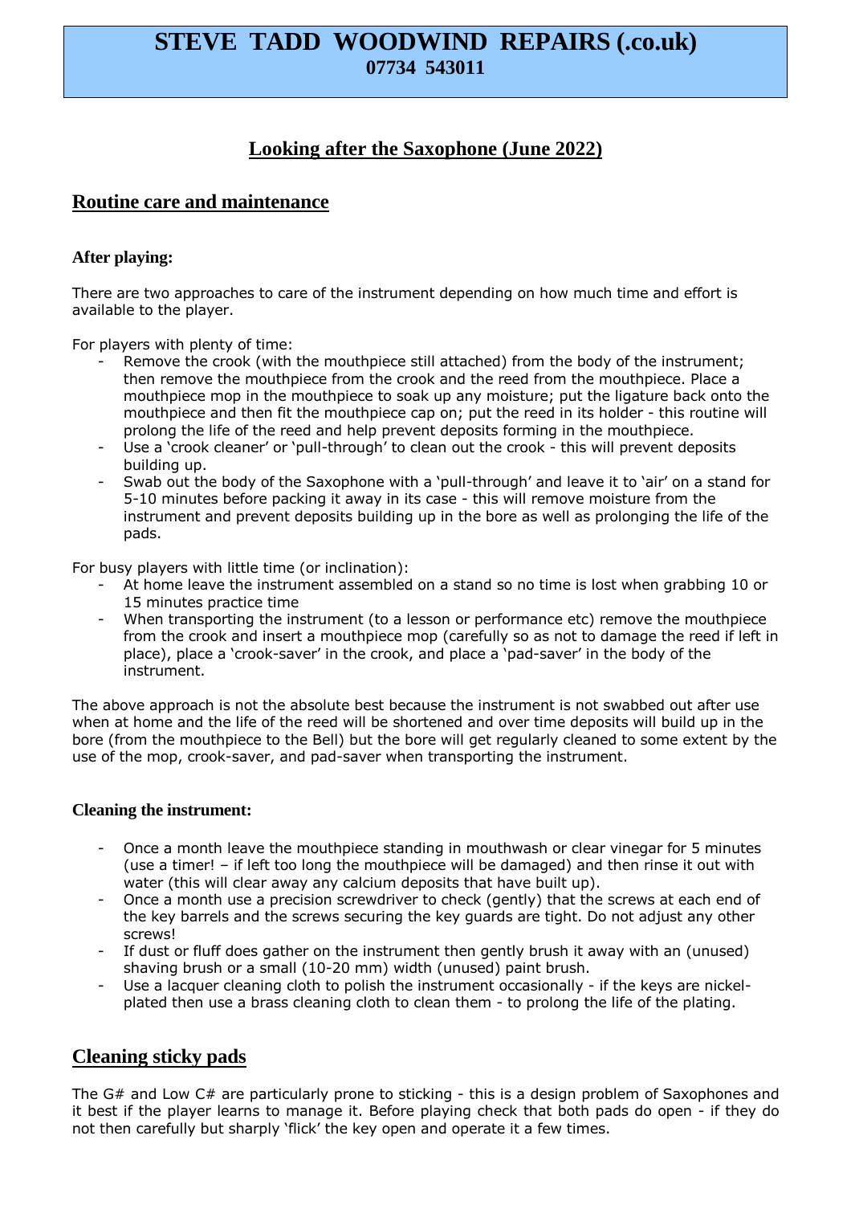# STEVE TADD WOODWIND REPAIRS (.co.uk)
**07734 543011**

## Looking after the Saxophone (June 2022)

## Routine care and maintenance

### After playing:

There are two approaches to care of the instrument depending on how much time and effort is available to the player.

For players with plenty of time:

- Remove the crook (with the mouthpiece still attached) from the body of the instrument; then remove the mouthpiece from the crook and the reed from the mouthpiece. Place a mouthpiece mop in the mouthpiece to soak up any moisture; put the ligature back onto the mouthpiece and then fit the mouthpiece cap on; put the reed in its holder - this routine will prolong the life of the reed and help prevent deposits forming in the mouthpiece.
- Use a 'crook cleaner' or 'pull-through' to clean out the crook - this will prevent deposits building up.
- Swab out the body of the Saxophone with a 'pull-through' and leave it to 'air' on a stand for 5-10 minutes before packing it away in its case - this will remove moisture from the instrument and prevent deposits building up in the bore as well as prolonging the life of the pads.

For busy players with little time (or inclination):

- At home leave the instrument assembled on a stand so no time is lost when grabbing 10 or 15 minutes practice time
- When transporting the instrument (to a lesson or performance etc) remove the mouthpiece from the crook and insert a mouthpiece mop (carefully so as not to damage the reed if left in place), place a 'crook-saver' in the crook, and place a 'pad-saver' in the body of the instrument.

The above approach is not the absolute best because the instrument is not swabbed out after use when at home and the life of the reed will be shortened and over time deposits will build up in the bore (from the mouthpiece to the Bell) but the bore will get regularly cleaned to some extent by the use of the mop, crook-saver, and pad-saver when transporting the instrument.

### Cleaning the instrument:

- Once a month leave the mouthpiece standing in mouthwash or clear vinegar for 5 minutes (use a timer! – if left too long the mouthpiece will be damaged) and then rinse it out with water (this will clear away any calcium deposits that have built up).
- Once a month use a precision screwdriver to check (gently) that the screws at each end of the key barrels and the screws securing the key guards are tight. Do not adjust any other screws!
- If dust or fluff does gather on the instrument then gently brush it away with an (unused) shaving brush or a small (10-20 mm) width (unused) paint brush.
- Use a lacquer cleaning cloth to polish the instrument occasionally - if the keys are nickel-plated then use a brass cleaning cloth to clean them - to prolong the life of the plating.

## Cleaning sticky pads

The G# and Low C# are particularly prone to sticking - this is a design problem of Saxophones and it best if the player learns to manage it. Before playing check that both pads do open - if they do not then carefully but sharply 'flick' the key open and operate it a few times.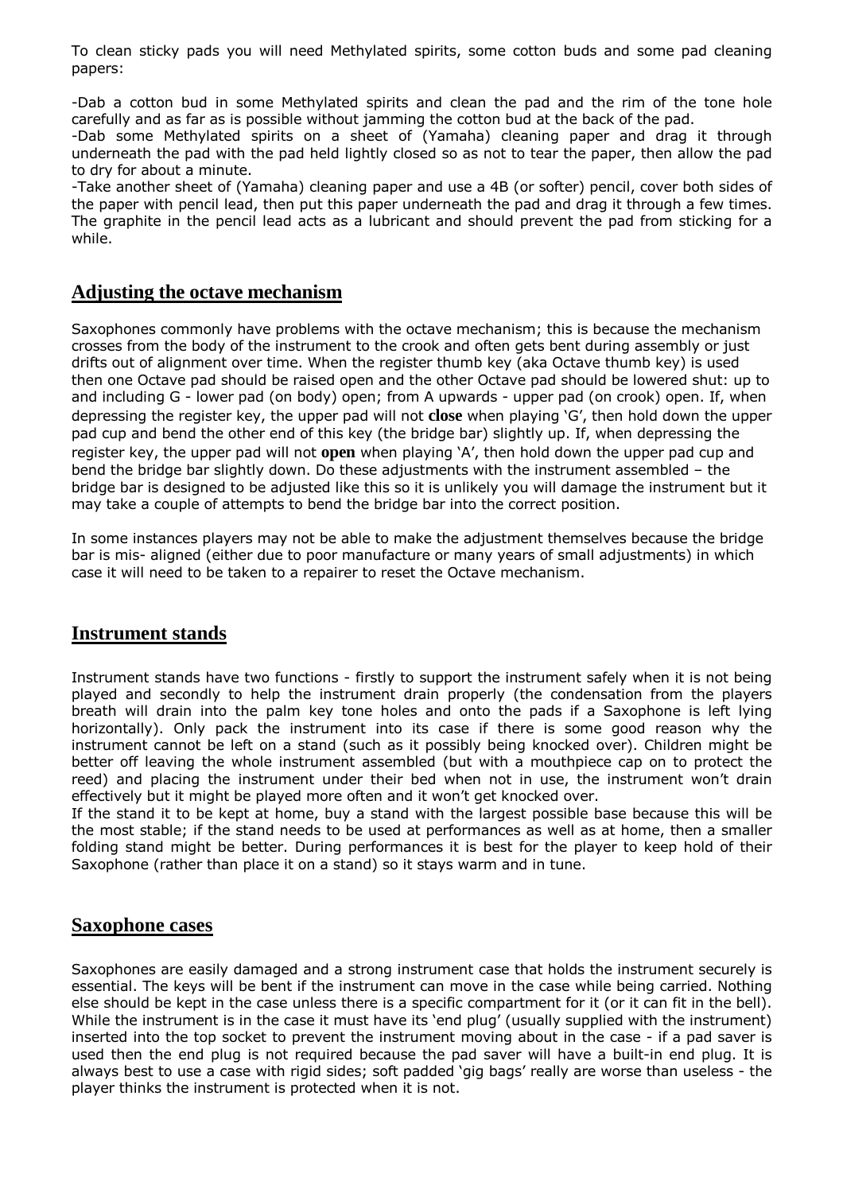To clean sticky pads you will need Methylated spirits, some cotton buds and some pad cleaning papers:

-Dab a cotton bud in some Methylated spirits and clean the pad and the rim of the tone hole carefully and as far as is possible without jamming the cotton bud at the back of the pad.
-Dab some Methylated spirits on a sheet of (Yamaha) cleaning paper and drag it through underneath the pad with the pad held lightly closed so as not to tear the paper, then allow the pad to dry for about a minute.
-Take another sheet of (Yamaha) cleaning paper and use a 4B (or softer) pencil, cover both sides of the paper with pencil lead, then put this paper underneath the pad and drag it through a few times. The graphite in the pencil lead acts as a lubricant and should prevent the pad from sticking for a while.

## Adjusting the octave mechanism

Saxophones commonly have problems with the octave mechanism; this is because the mechanism crosses from the body of the instrument to the crook and often gets bent during assembly or just drifts out of alignment over time. When the register thumb key (aka Octave thumb key) is used then one Octave pad should be raised open and the other Octave pad should be lowered shut: up to and including G - lower pad (on body) open; from A upwards - upper pad (on crook) open. If, when depressing the register key, the upper pad will not **close** when playing 'G', then hold down the upper pad cup and bend the other end of this key (the bridge bar) slightly up. If, when depressing the register key, the upper pad will not **open** when playing 'A', then hold down the upper pad cup and bend the bridge bar slightly down. Do these adjustments with the instrument assembled – the bridge bar is designed to be adjusted like this so it is unlikely you will damage the instrument but it may take a couple of attempts to bend the bridge bar into the correct position.

In some instances players may not be able to make the adjustment themselves because the bridge bar is mis- aligned (either due to poor manufacture or many years of small adjustments) in which case it will need to be taken to a repairer to reset the Octave mechanism.

## Instrument stands

Instrument stands have two functions - firstly to support the instrument safely when it is not being played and secondly to help the instrument drain properly (the condensation from the players breath will drain into the palm key tone holes and onto the pads if a Saxophone is left lying horizontally). Only pack the instrument into its case if there is some good reason why the instrument cannot be left on a stand (such as it possibly being knocked over). Children might be better off leaving the whole instrument assembled (but with a mouthpiece cap on to protect the reed) and placing the instrument under their bed when not in use, the instrument won't drain effectively but it might be played more often and it won't get knocked over.
If the stand it to be kept at home, buy a stand with the largest possible base because this will be the most stable; if the stand needs to be used at performances as well as at home, then a smaller folding stand might be better. During performances it is best for the player to keep hold of their Saxophone (rather than place it on a stand) so it stays warm and in tune.

## Saxophone cases

Saxophones are easily damaged and a strong instrument case that holds the instrument securely is essential. The keys will be bent if the instrument can move in the case while being carried. Nothing else should be kept in the case unless there is a specific compartment for it (or it can fit in the bell). While the instrument is in the case it must have its 'end plug' (usually supplied with the instrument) inserted into the top socket to prevent the instrument moving about in the case - if a pad saver is used then the end plug is not required because the pad saver will have a built-in end plug. It is always best to use a case with rigid sides; soft padded 'gig bags' really are worse than useless - the player thinks the instrument is protected when it is not.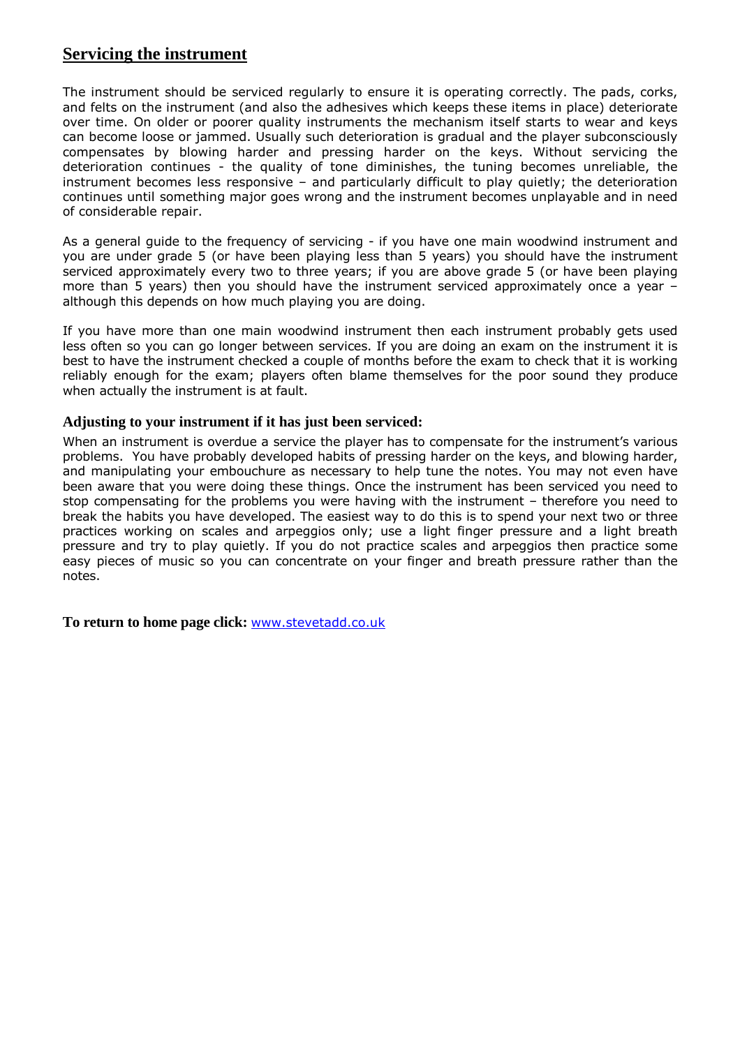## Servicing the instrument

The instrument should be serviced regularly to ensure it is operating correctly. The pads, corks, and felts on the instrument (and also the adhesives which keeps these items in place) deteriorate over time. On older or poorer quality instruments the mechanism itself starts to wear and keys can become loose or jammed. Usually such deterioration is gradual and the player subconsciously compensates by blowing harder and pressing harder on the keys. Without servicing the deterioration continues - the quality of tone diminishes, the tuning becomes unreliable, the instrument becomes less responsive – and particularly difficult to play quietly; the deterioration continues until something major goes wrong and the instrument becomes unplayable and in need of considerable repair.

As a general guide to the frequency of servicing - if you have one main woodwind instrument and you are under grade 5 (or have been playing less than 5 years) you should have the instrument serviced approximately every two to three years; if you are above grade 5 (or have been playing more than 5 years) then you should have the instrument serviced approximately once a year – although this depends on how much playing you are doing.

If you have more than one main woodwind instrument then each instrument probably gets used less often so you can go longer between services. If you are doing an exam on the instrument it is best to have the instrument checked a couple of months before the exam to check that it is working reliably enough for the exam; players often blame themselves for the poor sound they produce when actually the instrument is at fault.

### Adjusting to your instrument if it has just been serviced:

When an instrument is overdue a service the player has to compensate for the instrument's various problems. You have probably developed habits of pressing harder on the keys, and blowing harder, and manipulating your embouchure as necessary to help tune the notes. You may not even have been aware that you were doing these things. Once the instrument has been serviced you need to stop compensating for the problems you were having with the instrument – therefore you need to break the habits you have developed. The easiest way to do this is to spend your next two or three practices working on scales and arpeggios only; use a light finger pressure and a light breath pressure and try to play quietly. If you do not practice scales and arpeggios then practice some easy pieces of music so you can concentrate on your finger and breath pressure rather than the notes.

**To return to home page click:** [www.stevetadd.co.uk](http://www.stevetadd.co.uk)